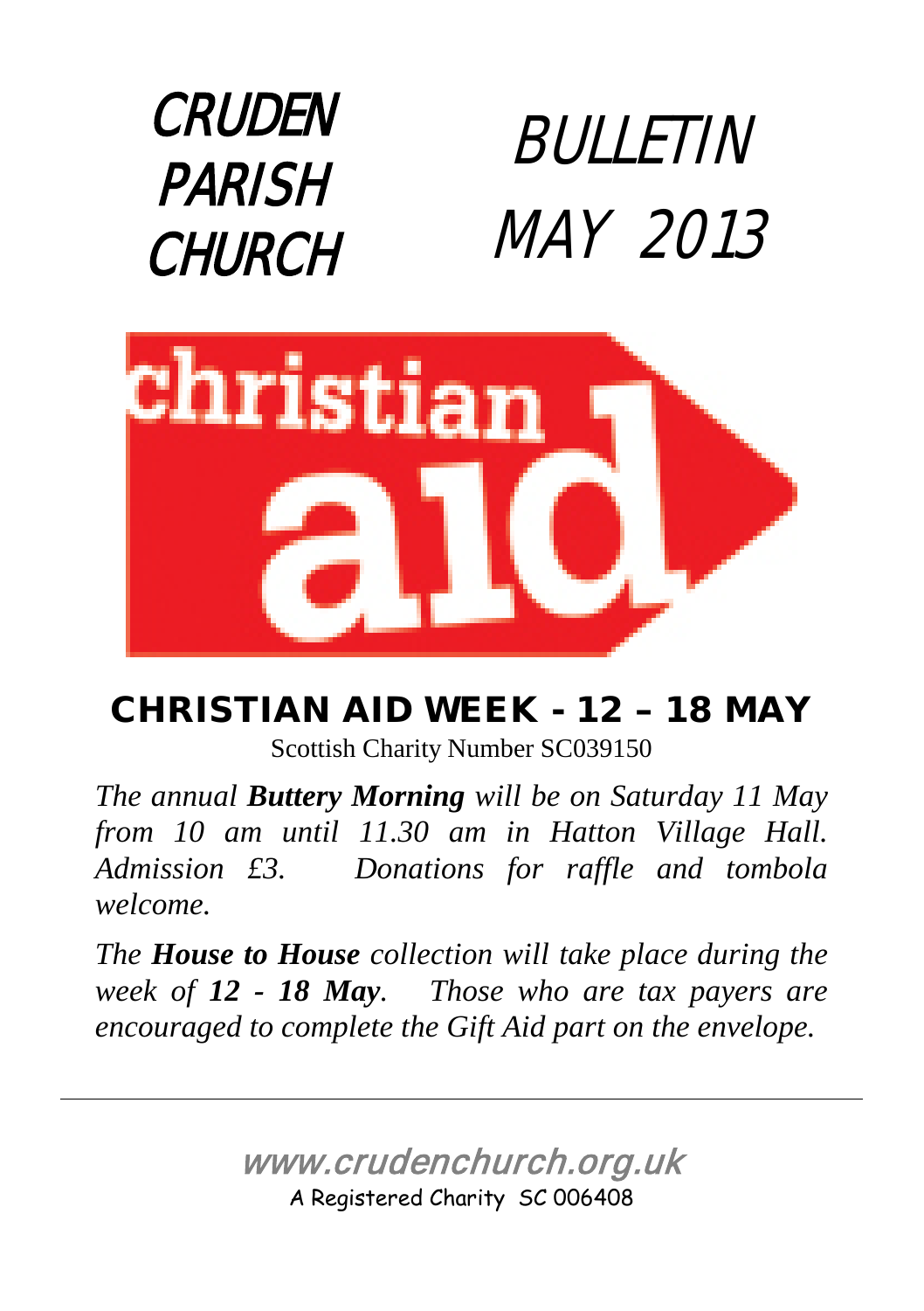# CRUDEN PARISH CHURCH

# BULLETIN MAY 2013

christian aid

## CHRISTIAN AID WEEK - 12 – 18 MAY

Scottish Charity Number SC039150

*The annual **Buttery Morning** will be on Saturday 11 May from 10 am until 11.30 am in Hatton Village Hall. Admission £3. Donations for raffle and tombola welcome.*

*The **House to House** collection will take place during the week of **12 - 18 May**. Those who are tax payers are encouraged to complete the Gift Aid part on the envelope.*

---

www.crudenchurch.org.uk

A Registered Charity SC 006408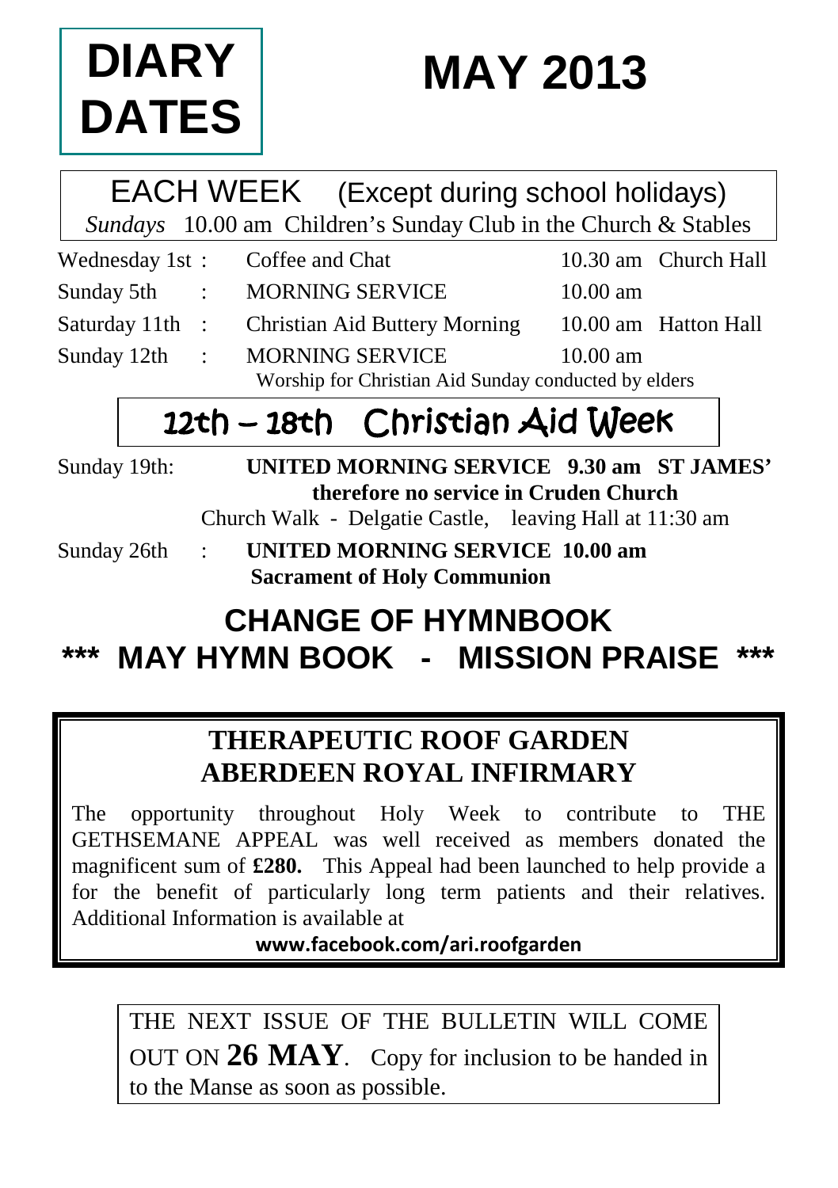# DIARY DATES

# MAY 2013

## EACH WEEK (Except during school holidays)

*Sundays* 10.00 am Children's Sunday Club in the Church & Stables

| | | | |
|---|---|---|---|
| Wednesday 1st : | Coffee and Chat | 10.30 am | Church Hall |
| Sunday 5th : | MORNING SERVICE | 10.00 am | |
| Saturday 11th : | Christian Aid Buttery Morning | 10.00 am | Hatton Hall |
| Sunday 12th : | MORNING SERVICE | 10.00 am | |

Worship for Christian Aid Sunday conducted by elders

## 12th – 18th Christian Aid Week

Sunday 19th: **UNITED MORNING SERVICE 9.30 am ST JAMES'**
**therefore no service in Cruden Church**
Church Walk - Delgatie Castle, leaving Hall at 11:30 am

Sunday 26th : **UNITED MORNING SERVICE 10.00 am**
**Sacrament of Holy Communion**

## CHANGE OF HYMNBOOK

## *** MAY HYMN BOOK - MISSION PRAISE ***

### THERAPEUTIC ROOF GARDEN ABERDEEN ROYAL INFIRMARY

The opportunity throughout Holy Week to contribute to THE GETHSEMANE APPEAL was well received as members donated the magnificent sum of **£280.** This Appeal had been launched to help provide a for the benefit of particularly long term patients and their relatives. Additional Information is available at

**www.facebook.com/ari.roofgarden**

THE NEXT ISSUE OF THE BULLETIN WILL COME OUT ON **26 MAY**. Copy for inclusion to be handed in to the Manse as soon as possible.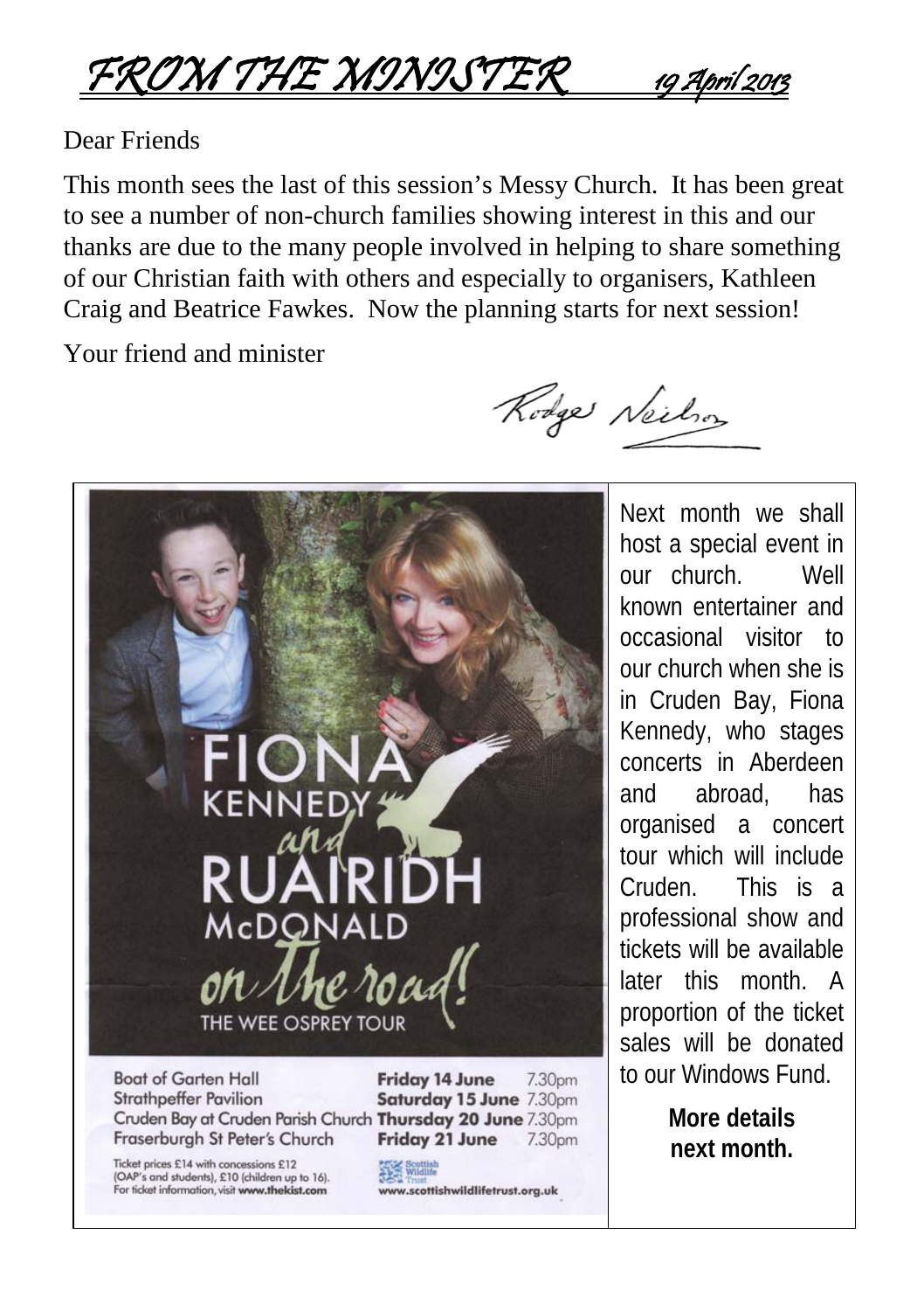# FROM THE MINISTER 19 April 2013

Dear Friends

This month sees the last of this session's Messy Church. It has been great to see a number of non-church families showing interest in this and our thanks are due to the many people involved in helping to share something of our Christian faith with others and especially to organisers, Kathleen Craig and Beatrice Fawkes. Now the planning starts for next session!

Your friend and minister

Rodger Neilson

**FIONA KENNEDY and RUAIRIDH McDONALD**

***on the road!***

**THE WEE OSPREY TOUR**

| | | |
|---|---|---|
| Boat of Garten Hall | **Friday 14 June** | 7.30pm |
| Strathpeffer Pavilion | **Saturday 15 June** | 7.30pm |
| Cruden Bay at Cruden Parish Church | **Thursday 20 June** | 7.30pm |
| Fraserburgh St Peter's Church | **Friday 21 June** | 7.30pm |

Ticket prices £14 with concessions £12 (OAP's and students), £10 (children up to 16). For ticket information, visit **www.thekist.com**

Scottish Wildlife Trust **www.scottishwildlifetrust.org.uk**

Next month we shall host a special event in our church. Well known entertainer and occasional visitor to our church when she is in Cruden Bay, Fiona Kennedy, who stages concerts in Aberdeen and abroad, has organised a concert tour which will include Cruden. This is a professional show and tickets will be available later this month. A proportion of the ticket sales will be donated to our Windows Fund.

**More details next month.**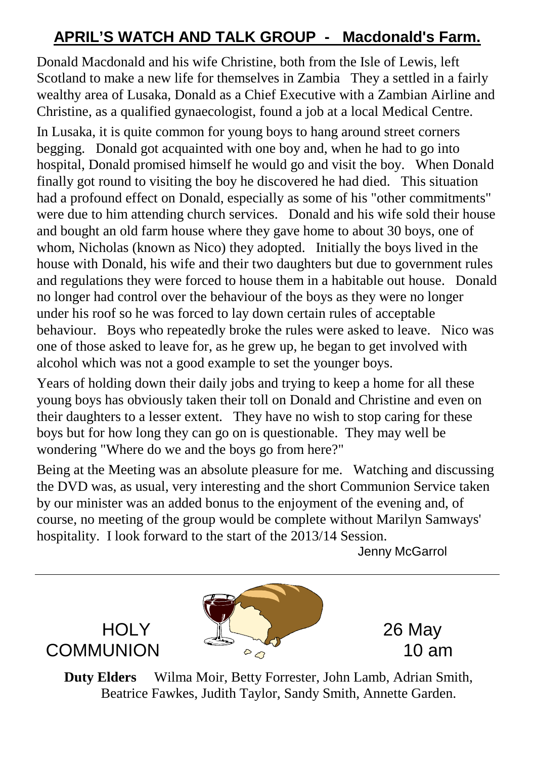## APRIL'S WATCH AND TALK GROUP - Macdonald's Farm.

Donald Macdonald and his wife Christine, both from the Isle of Lewis, left Scotland to make a new life for themselves in Zambia They a settled in a fairly wealthy area of Lusaka, Donald as a Chief Executive with a Zambian Airline and Christine, as a qualified gynaecologist, found a job at a local Medical Centre.

In Lusaka, it is quite common for young boys to hang around street corners begging. Donald got acquainted with one boy and, when he had to go into hospital, Donald promised himself he would go and visit the boy. When Donald finally got round to visiting the boy he discovered he had died. This situation had a profound effect on Donald, especially as some of his "other commitments" were due to him attending church services. Donald and his wife sold their house and bought an old farm house where they gave home to about 30 boys, one of whom, Nicholas (known as Nico) they adopted. Initially the boys lived in the house with Donald, his wife and their two daughters but due to government rules and regulations they were forced to house them in a habitable out house. Donald no longer had control over the behaviour of the boys as they were no longer under his roof so he was forced to lay down certain rules of acceptable behaviour. Boys who repeatedly broke the rules were asked to leave. Nico was one of those asked to leave for, as he grew up, he began to get involved with alcohol which was not a good example to set the younger boys.

Years of holding down their daily jobs and trying to keep a home for all these young boys has obviously taken their toll on Donald and Christine and even on their daughters to a lesser extent. They have no wish to stop caring for these boys but for how long they can go on is questionable. They may well be wondering "Where do we and the boys go from here?"

Being at the Meeting was an absolute pleasure for me. Watching and discussing the DVD was, as usual, very interesting and the short Communion Service taken by our minister was an added bonus to the enjoyment of the evening and, of course, no meeting of the group would be complete without Marilyn Samways' hospitality. I look forward to the start of the 2013/14 Session.

Jenny McGarrol

---

HOLY COMMUNION — 26 May 10 am

**Duty Elders** Wilma Moir, Betty Forrester, John Lamb, Adrian Smith, Beatrice Fawkes, Judith Taylor, Sandy Smith, Annette Garden.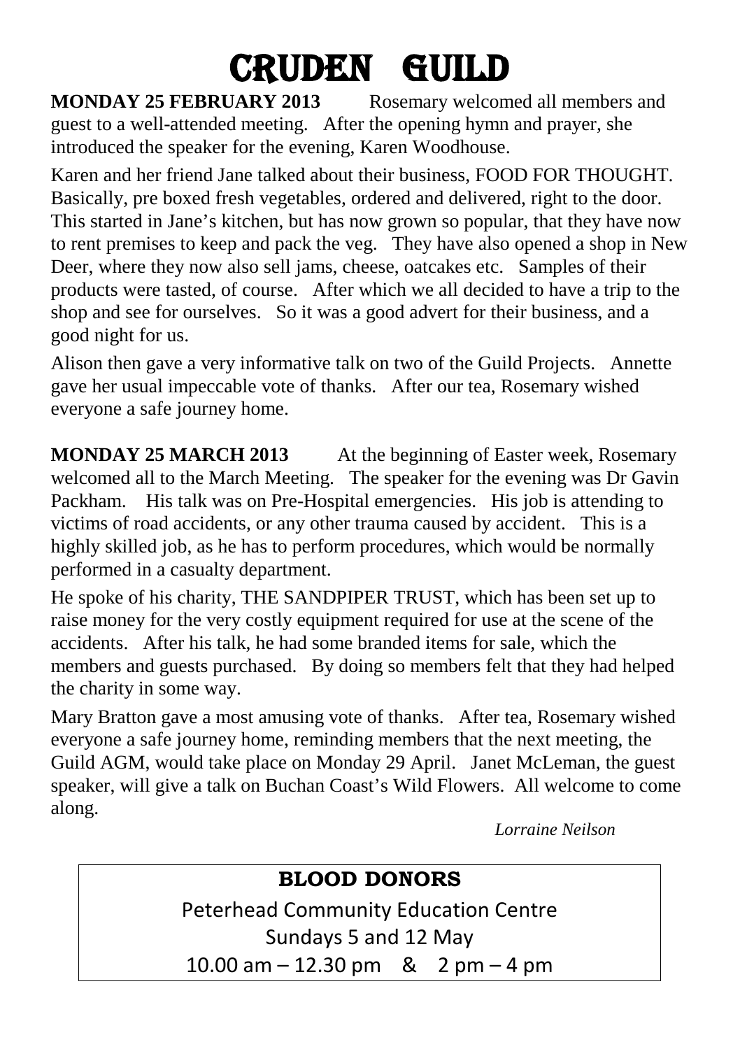# CRUDEN GUILD

**MONDAY 25 FEBRUARY 2013** Rosemary welcomed all members and guest to a well-attended meeting. After the opening hymn and prayer, she introduced the speaker for the evening, Karen Woodhouse.

Karen and her friend Jane talked about their business, FOOD FOR THOUGHT. Basically, pre boxed fresh vegetables, ordered and delivered, right to the door. This started in Jane's kitchen, but has now grown so popular, that they have now to rent premises to keep and pack the veg. They have also opened a shop in New Deer, where they now also sell jams, cheese, oatcakes etc. Samples of their products were tasted, of course. After which we all decided to have a trip to the shop and see for ourselves. So it was a good advert for their business, and a good night for us.

Alison then gave a very informative talk on two of the Guild Projects. Annette gave her usual impeccable vote of thanks. After our tea, Rosemary wished everyone a safe journey home.

**MONDAY 25 MARCH 2013** At the beginning of Easter week, Rosemary welcomed all to the March Meeting. The speaker for the evening was Dr Gavin Packham. His talk was on Pre-Hospital emergencies. His job is attending to victims of road accidents, or any other trauma caused by accident. This is a highly skilled job, as he has to perform procedures, which would be normally performed in a casualty department.

He spoke of his charity, THE SANDPIPER TRUST, which has been set up to raise money for the very costly equipment required for use at the scene of the accidents. After his talk, he had some branded items for sale, which the members and guests purchased. By doing so members felt that they had helped the charity in some way.

Mary Bratton gave a most amusing vote of thanks. After tea, Rosemary wished everyone a safe journey home, reminding members that the next meeting, the Guild AGM, would take place on Monday 29 April. Janet McLeman, the guest speaker, will give a talk on Buchan Coast's Wild Flowers. All welcome to come along.

*Lorraine Neilson*

**BLOOD DONORS**

Peterhead Community Education Centre

Sundays 5 and 12 May

10.00 am – 12.30 pm & 2 pm – 4 pm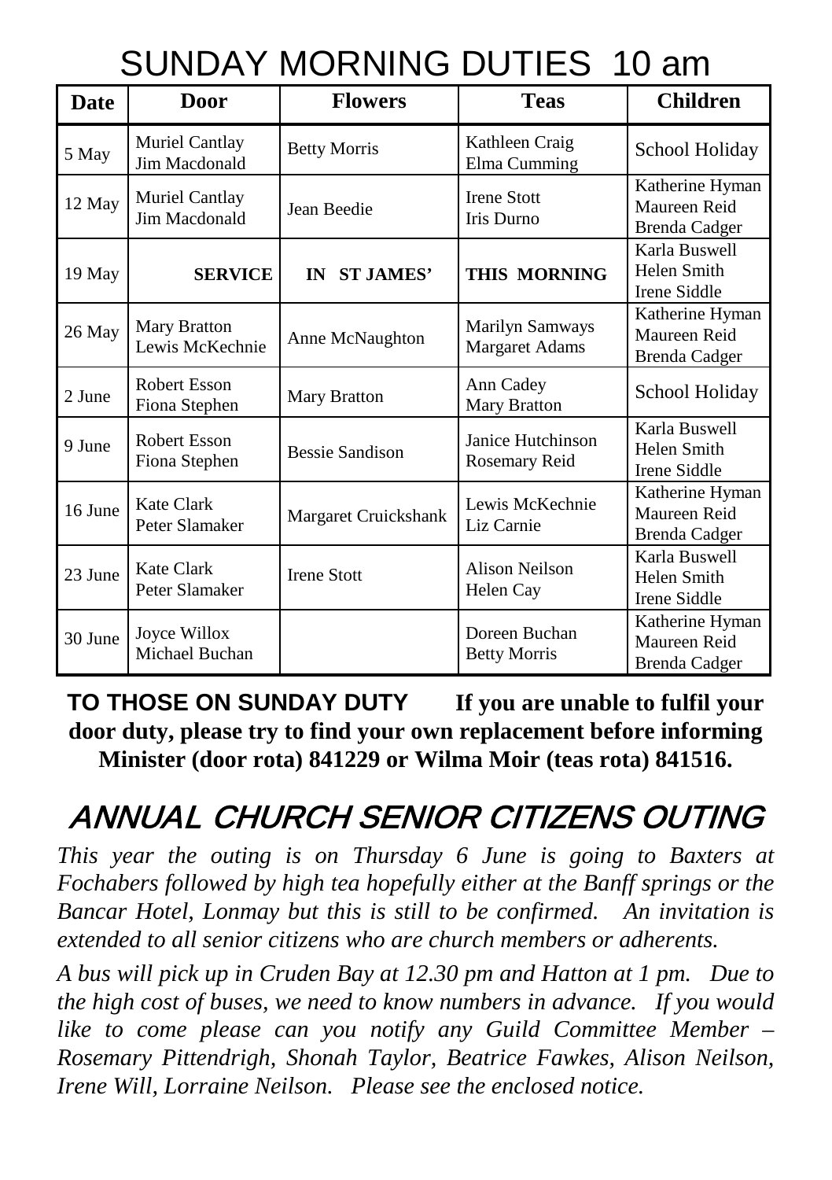# SUNDAY MORNING DUTIES 10 am

| Date | Door | Flowers | Teas | Children |
|---|---|---|---|---|
| 5 May | Muriel Cantlay<br>Jim Macdonald | Betty Morris | Kathleen Craig<br>Elma Cumming | School Holiday |
| 12 May | Muriel Cantlay<br>Jim Macdonald | Jean Beedie | Irene Stott<br>Iris Durno | Katherine Hyman<br>Maureen Reid<br>Brenda Cadger |
| 19 May | **SERVICE** | **IN ST JAMES'** | **THIS MORNING** | Karla Buswell<br>Helen Smith<br>Irene Siddle |
| 26 May | Mary Bratton<br>Lewis McKechnie | Anne McNaughton | Marilyn Samways<br>Margaret Adams | Katherine Hyman<br>Maureen Reid<br>Brenda Cadger |
| 2 June | Robert Esson<br>Fiona Stephen | Mary Bratton | Ann Cadey<br>Mary Bratton | School Holiday |
| 9 June | Robert Esson<br>Fiona Stephen | Bessie Sandison | Janice Hutchinson<br>Rosemary Reid | Karla Buswell<br>Helen Smith<br>Irene Siddle |
| 16 June | Kate Clark<br>Peter Slamaker | Margaret Cruickshank | Lewis McKechnie<br>Liz Carnie | Katherine Hyman<br>Maureen Reid<br>Brenda Cadger |
| 23 June | Kate Clark<br>Peter Slamaker | Irene Stott | Alison Neilson<br>Helen Cay | Karla Buswell<br>Helen Smith<br>Irene Siddle |
| 30 June | Joyce Willox<br>Michael Buchan | | Doreen Buchan<br>Betty Morris | Katherine Hyman<br>Maureen Reid<br>Brenda Cadger |

**TO THOSE ON SUNDAY DUTY** **If you are unable to fulfil your door duty, please try to find your own replacement before informing Minister (door rota) 841229 or Wilma Moir (teas rota) 841516.**

## ANNUAL CHURCH SENIOR CITIZENS OUTING

*This year the outing is on Thursday 6 June is going to Baxters at Fochabers followed by high tea hopefully either at the Banff springs or the Bancar Hotel, Lonmay but this is still to be confirmed. An invitation is extended to all senior citizens who are church members or adherents.*

*A bus will pick up in Cruden Bay at 12.30 pm and Hatton at 1 pm. Due to the high cost of buses, we need to know numbers in advance. If you would like to come please can you notify any Guild Committee Member – Rosemary Pittendrigh, Shonah Taylor, Beatrice Fawkes, Alison Neilson, Irene Will, Lorraine Neilson. Please see the enclosed notice.*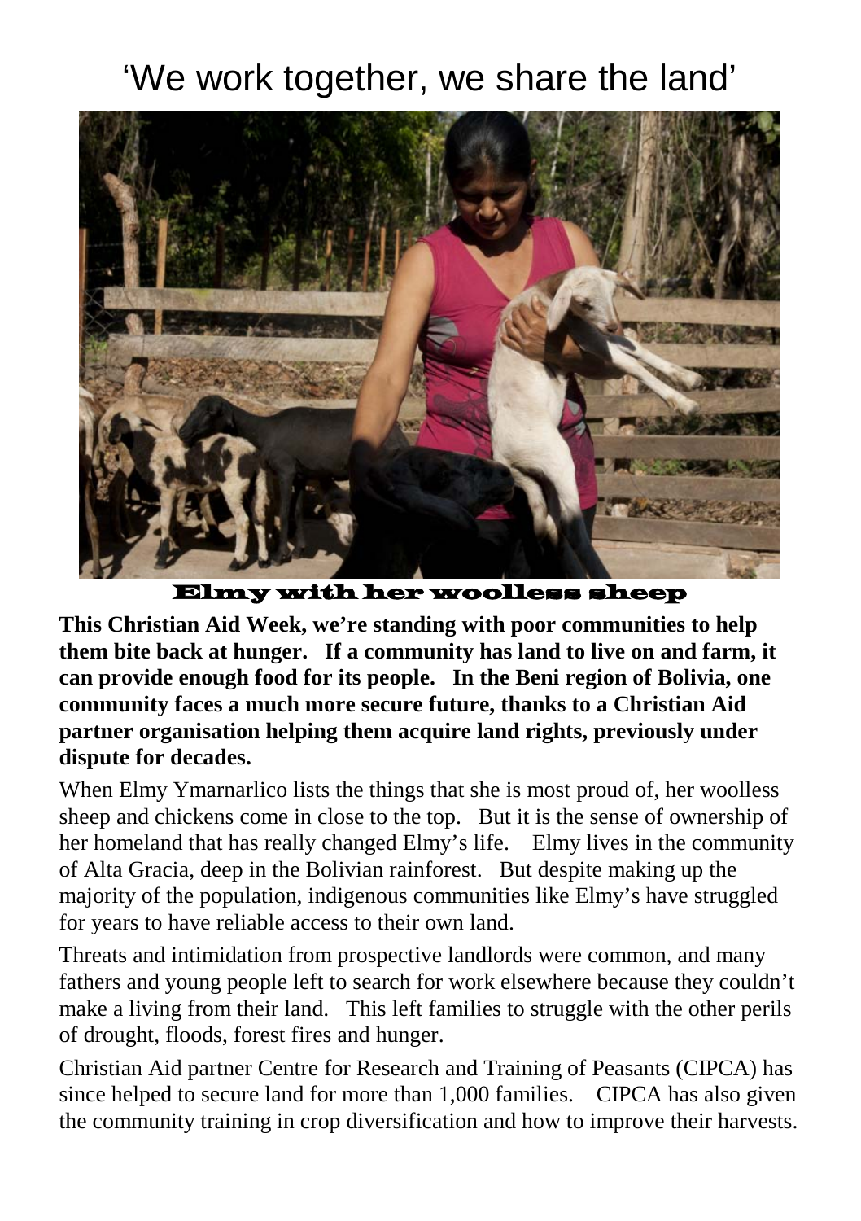# 'We work together, we share the land'

Elmy with her woolless sheep

**This Christian Aid Week, we're standing with poor communities to help them bite back at hunger. If a community has land to live on and farm, it can provide enough food for its people. In the Beni region of Bolivia, one community faces a much more secure future, thanks to a Christian Aid partner organisation helping them acquire land rights, previously under dispute for decades.**

When Elmy Ymarnarlico lists the things that she is most proud of, her woolless sheep and chickens come in close to the top. But it is the sense of ownership of her homeland that has really changed Elmy's life. Elmy lives in the community of Alta Gracia, deep in the Bolivian rainforest. But despite making up the majority of the population, indigenous communities like Elmy's have struggled for years to have reliable access to their own land.

Threats and intimidation from prospective landlords were common, and many fathers and young people left to search for work elsewhere because they couldn't make a living from their land. This left families to struggle with the other perils of drought, floods, forest fires and hunger.

Christian Aid partner Centre for Research and Training of Peasants (CIPCA) has since helped to secure land for more than 1,000 families. CIPCA has also given the community training in crop diversification and how to improve their harvests.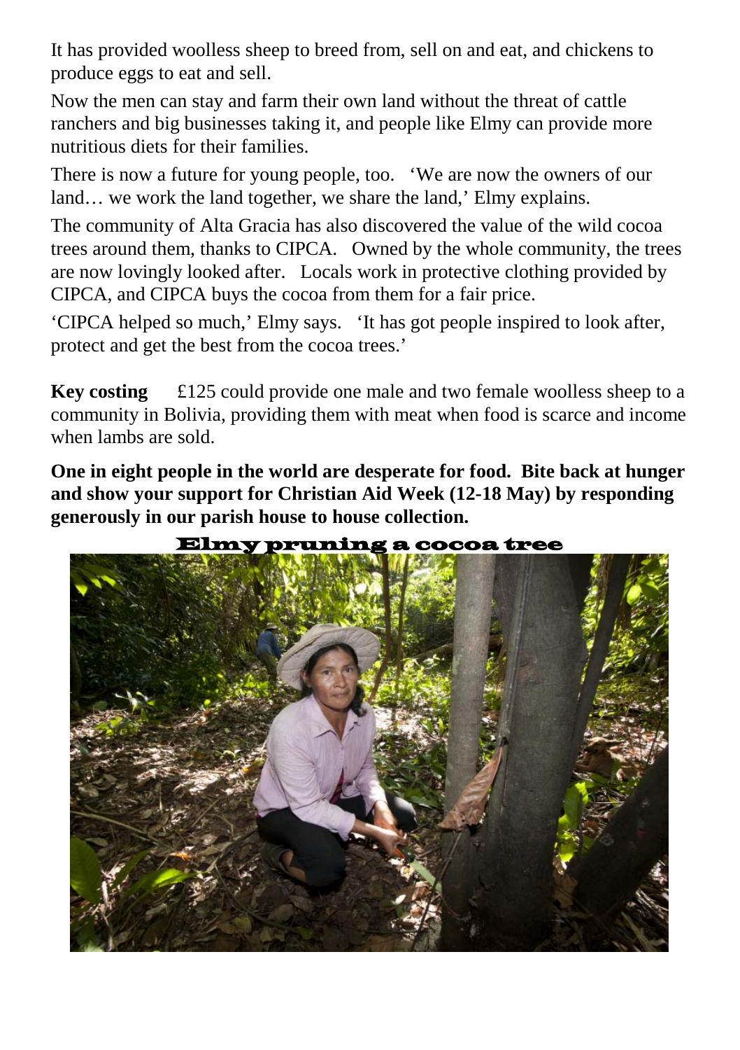It has provided woolless sheep to breed from, sell on and eat, and chickens to produce eggs to eat and sell.

Now the men can stay and farm their own land without the threat of cattle ranchers and big businesses taking it, and people like Elmy can provide more nutritious diets for their families.

There is now a future for young people, too. 'We are now the owners of our land… we work the land together, we share the land,' Elmy explains.

The community of Alta Gracia has also discovered the value of the wild cocoa trees around them, thanks to CIPCA. Owned by the whole community, the trees are now lovingly looked after. Locals work in protective clothing provided by CIPCA, and CIPCA buys the cocoa from them for a fair price.

'CIPCA helped so much,' Elmy says. 'It has got people inspired to look after, protect and get the best from the cocoa trees.'

**Key costing** £125 could provide one male and two female woolless sheep to a community in Bolivia, providing them with meat when food is scarce and income when lambs are sold.

**One in eight people in the world are desperate for food. Bite back at hunger and show your support for Christian Aid Week (12-18 May) by responding generously in our parish house to house collection.**

Elmy pruning a cocoa tree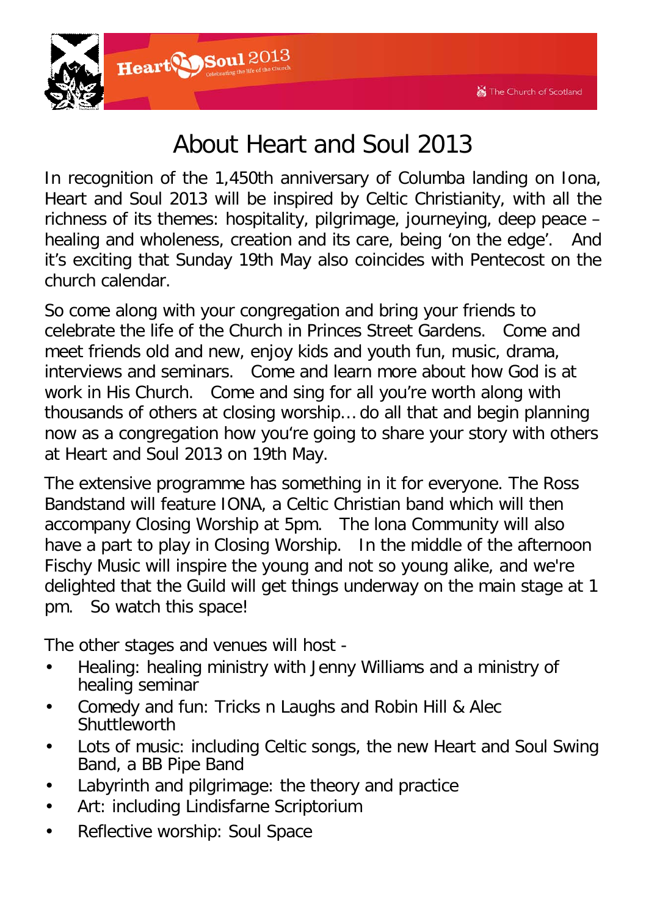# About Heart and Soul 2013

In recognition of the 1,450th anniversary of Columba landing on Iona, Heart and Soul 2013 will be inspired by Celtic Christianity, with all the richness of its themes: hospitality, pilgrimage, journeying, deep peace – healing and wholeness, creation and its care, being 'on the edge'. And it's exciting that Sunday 19th May also coincides with Pentecost on the church calendar.

So come along with your congregation and bring your friends to celebrate the life of the Church in Princes Street Gardens. Come and meet friends old and new, enjoy kids and youth fun, music, drama, interviews and seminars. Come and learn more about how God is at work in His Church. Come and sing for all you're worth along with thousands of others at closing worship… do all that and begin planning now as a congregation how you're going to share your story with others at Heart and Soul 2013 on 19th May.

The extensive programme has something in it for everyone. The Ross Bandstand will feature IONA, a Celtic Christian band which will then accompany Closing Worship at 5pm. The Iona Community will also have a part to play in Closing Worship. In the middle of the afternoon Fischy Music will inspire the young and not so young alike, and we're delighted that the Guild will get things underway on the main stage at 1 pm. So watch this space!

The other stages and venues will host -

- Healing: healing ministry with Jenny Williams and a ministry of healing seminar
- Comedy and fun: Tricks n Laughs and Robin Hill & Alec Shuttleworth
- Lots of music: including Celtic songs, the new Heart and Soul Swing Band, a BB Pipe Band
- Labyrinth and pilgrimage: the theory and practice
- Art: including Lindisfarne Scriptorium
- Reflective worship: Soul Space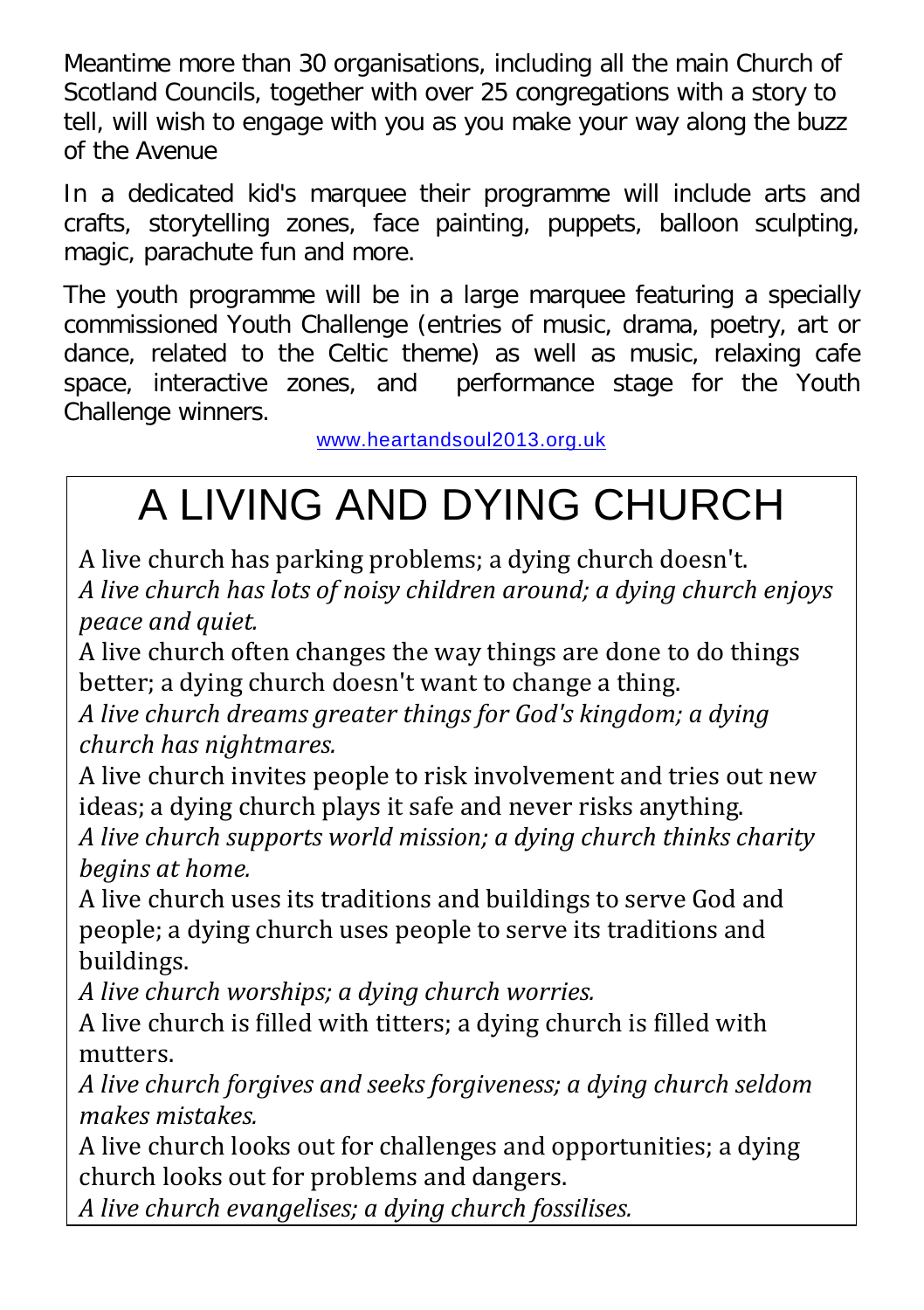Meantime more than 30 organisations, including all the main Church of Scotland Councils, together with over 25 congregations with a story to tell, will wish to engage with you as you make your way along the buzz of the Avenue

In a dedicated kid's marquee their programme will include arts and crafts, storytelling zones, face painting, puppets, balloon sculpting, magic, parachute fun and more.

The youth programme will be in a large marquee featuring a specially commissioned Youth Challenge (entries of music, drama, poetry, art or dance, related to the Celtic theme) as well as music, relaxing cafe space, interactive zones, and performance stage for the Youth Challenge winners.

www.heartandsoul2013.org.uk

# A LIVING AND DYING CHURCH

A live church has parking problems; a dying church doesn't.
*A live church has lots of noisy children around; a dying church enjoys peace and quiet.*
A live church often changes the way things are done to do things better; a dying church doesn't want to change a thing.
*A live church dreams greater things for God's kingdom; a dying church has nightmares.*
A live church invites people to risk involvement and tries out new ideas; a dying church plays it safe and never risks anything.
*A live church supports world mission; a dying church thinks charity begins at home.*
A live church uses its traditions and buildings to serve God and people; a dying church uses people to serve its traditions and buildings.
*A live church worships; a dying church worries.*
A live church is filled with titters; a dying church is filled with mutters.
*A live church forgives and seeks forgiveness; a dying church seldom makes mistakes.*
A live church looks out for challenges and opportunities; a dying church looks out for problems and dangers.
*A live church evangelises; a dying church fossilises.*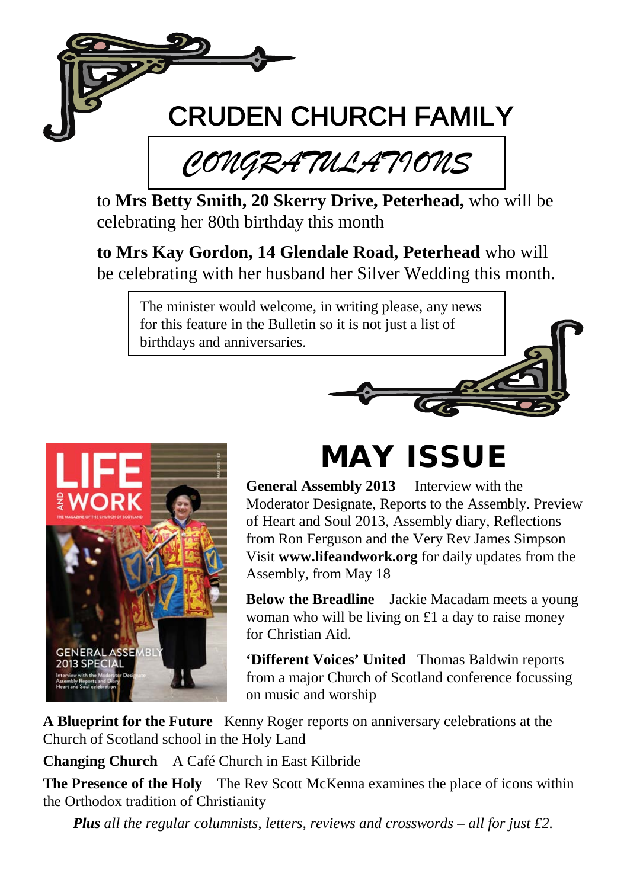# CRUDEN CHURCH FAMILY

## CONGRATULATIONS

to **Mrs Betty Smith, 20 Skerry Drive, Peterhead,** who will be celebrating her 80th birthday this month

**to Mrs Kay Gordon, 14 Glendale Road, Peterhead** who will be celebrating with her husband her Silver Wedding this month.

The minister would welcome, in writing please, any news for this feature in the Bulletin so it is not just a list of birthdays and anniversaries.

# MAY ISSUE

**General Assembly 2013** Interview with the Moderator Designate, Reports to the Assembly. Preview of Heart and Soul 2013, Assembly diary, Reflections from Ron Ferguson and the Very Rev James Simpson Visit **www.lifeandwork.org** for daily updates from the Assembly, from May 18

**Below the Breadline** Jackie Macadam meets a young woman who will be living on £1 a day to raise money for Christian Aid.

**'Different Voices' United** Thomas Baldwin reports from a major Church of Scotland conference focussing on music and worship

**A Blueprint for the Future** Kenny Roger reports on anniversary celebrations at the Church of Scotland school in the Holy Land

**Changing Church** A Café Church in East Kilbride

**The Presence of the Holy** The Rev Scott McKenna examines the place of icons within the Orthodox tradition of Christianity

***Plus** all the regular columnists, letters, reviews and crosswords – all for just £2.*